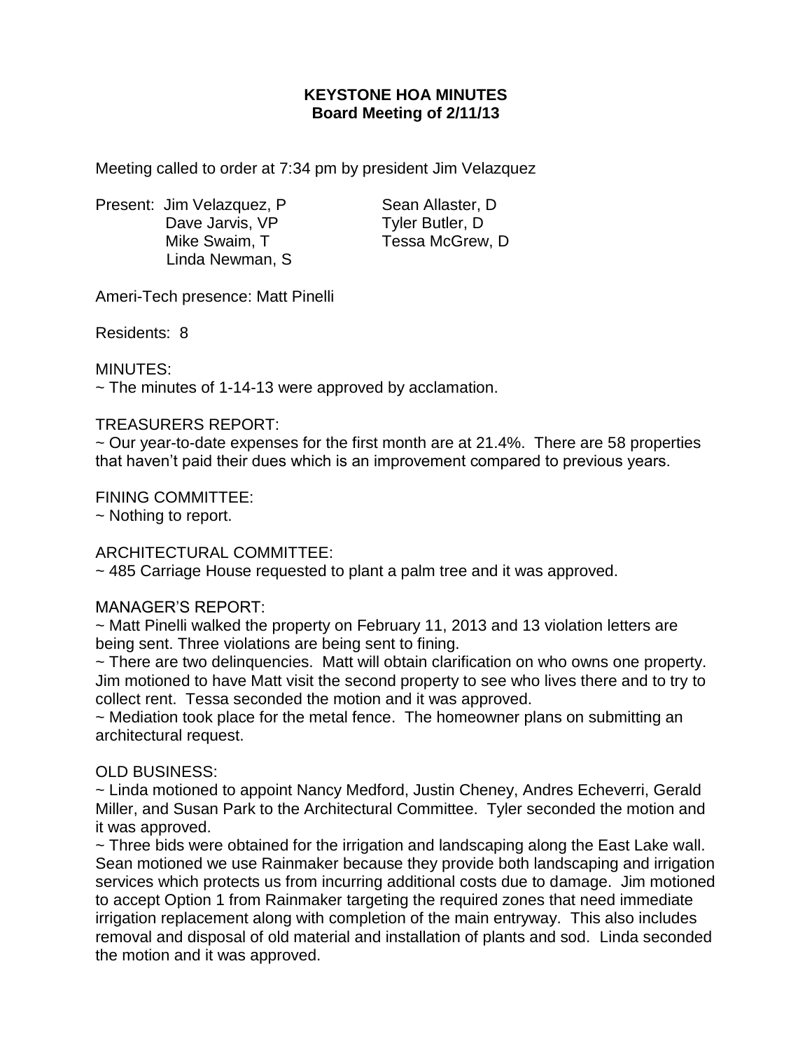**KEYSTONE HOA MINUTES**
**Board Meeting of 2/11/13**

Meeting called to order at 7:34 pm by president Jim Velazquez

Present: Jim Velazquez, P
Dave Jarvis, VP
Mike Swaim, T
Linda Newman, S
Sean Allaster, D
Tyler Butler, D
Tessa McGrew, D

Ameri-Tech presence: Matt Pinelli

Residents: 8

MINUTES:
~ The minutes of 1-14-13 were approved by acclamation.

TREASURERS REPORT:
~ Our year-to-date expenses for the first month are at 21.4%. There are 58 properties that haven't paid their dues which is an improvement compared to previous years.

FINING COMMITTEE:
~ Nothing to report.

ARCHITECTURAL COMMITTEE:
~ 485 Carriage House requested to plant a palm tree and it was approved.

MANAGER'S REPORT:
~ Matt Pinelli walked the property on February 11, 2013 and 13 violation letters are being sent. Three violations are being sent to fining.
~ There are two delinquencies. Matt will obtain clarification on who owns one property. Jim motioned to have Matt visit the second property to see who lives there and to try to collect rent. Tessa seconded the motion and it was approved.
~ Mediation took place for the metal fence. The homeowner plans on submitting an architectural request.

OLD BUSINESS:
~ Linda motioned to appoint Nancy Medford, Justin Cheney, Andres Echeverri, Gerald Miller, and Susan Park to the Architectural Committee. Tyler seconded the motion and it was approved.
~ Three bids were obtained for the irrigation and landscaping along the East Lake wall. Sean motioned we use Rainmaker because they provide both landscaping and irrigation services which protects us from incurring additional costs due to damage. Jim motioned to accept Option 1 from Rainmaker targeting the required zones that need immediate irrigation replacement along with completion of the main entryway. This also includes removal and disposal of old material and installation of plants and sod. Linda seconded the motion and it was approved.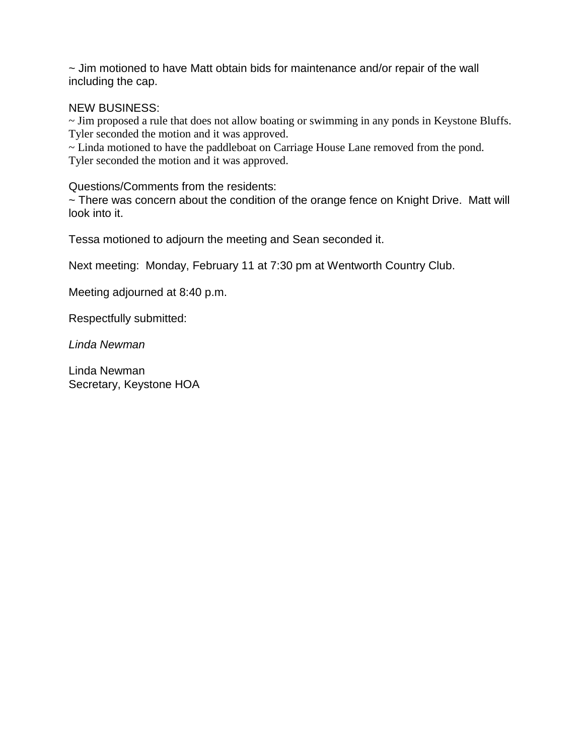~ Jim motioned to have Matt obtain bids for maintenance and/or repair of the wall including the cap.

NEW BUSINESS:
~ Jim proposed a rule that does not allow boating or swimming in any ponds in Keystone Bluffs. Tyler seconded the motion and it was approved.
~ Linda motioned to have the paddleboat on Carriage House Lane removed from the pond. Tyler seconded the motion and it was approved.

Questions/Comments from the residents:
~ There was concern about the condition of the orange fence on Knight Drive. Matt will look into it.

Tessa motioned to adjourn the meeting and Sean seconded it.

Next meeting: Monday, February 11 at 7:30 pm at Wentworth Country Club.

Meeting adjourned at 8:40 p.m.

Respectfully submitted:

*Linda Newman*

Linda Newman
Secretary, Keystone HOA